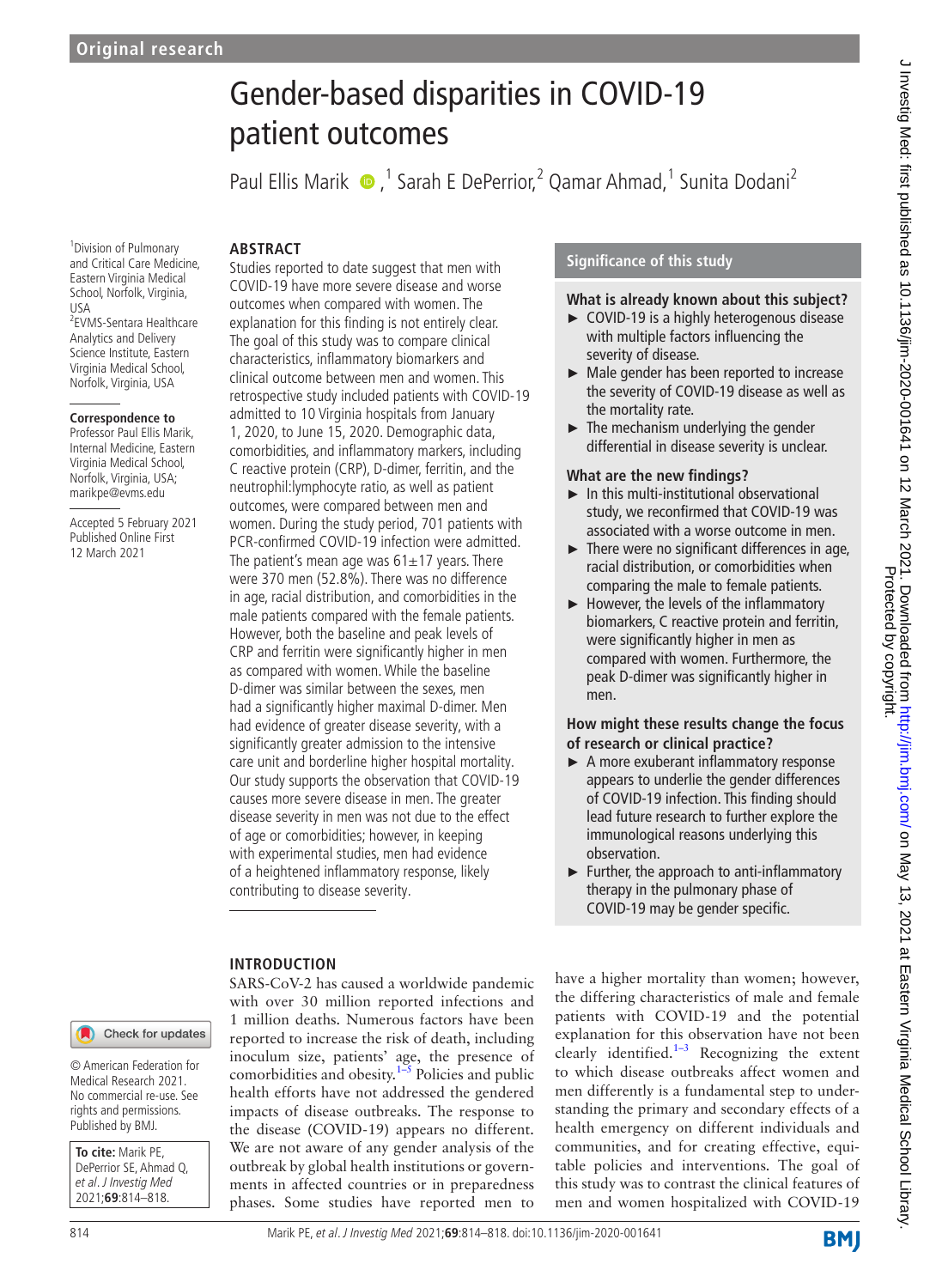Original research

# Gender-based disparities in COVID-19 patient outcomes

Paul Ellis Marik,[1] Sarah E DePerrior,[2] Qamar Ahmad,[1] Sunita Dodani[2]

[1]Division of Pulmonary and Critical Care Medicine, Eastern Virginia Medical School, Norfolk, Virginia, USA
[2]EVMS-Sentara Healthcare Analytics and Delivery Science Institute, Eastern Virginia Medical School, Norfolk, Virginia, USA

**Correspondence to**
Professor Paul Ellis Marik, Internal Medicine, Eastern Virginia Medical School, Norfolk, Virginia, USA; marikpe@evms.edu

Accepted 5 February 2021
Published Online First 12 March 2021

## ABSTRACT

Studies reported to date suggest that men with COVID-19 have more severe disease and worse outcomes when compared with women. The explanation for this finding is not entirely clear. The goal of this study was to compare clinical characteristics, inflammatory biomarkers and clinical outcome between men and women. This retrospective study included patients with COVID-19 admitted to 10 Virginia hospitals from January 1, 2020, to June 15, 2020. Demographic data, comorbidities, and inflammatory markers, including C reactive protein (CRP), D-dimer, ferritin, and the neutrophil:lymphocyte ratio, as well as patient outcomes, were compared between men and women. During the study period, 701 patients with PCR-confirmed COVID-19 infection were admitted. The patient's mean age was 61±17 years. There were 370 men (52.8%). There was no difference in age, racial distribution, and comorbidities in the male patients compared with the female patients. However, both the baseline and peak levels of CRP and ferritin were significantly higher in men as compared with women. While the baseline D-dimer was similar between the sexes, men had a significantly higher maximal D-dimer. Men had evidence of greater disease severity, with a significantly greater admission to the intensive care unit and borderline higher hospital mortality. Our study supports the observation that COVID-19 causes more severe disease in men. The greater disease severity in men was not due to the effect of age or comorbidities; however, in keeping with experimental studies, men had evidence of a heightened inflammatory response, likely contributing to disease severity.

## Significance of this study

### What is already known about this subject?

- COVID-19 is a highly heterogenous disease with multiple factors influencing the severity of disease.
- Male gender has been reported to increase the severity of COVID-19 disease as well as the mortality rate.
- The mechanism underlying the gender differential in disease severity is unclear.

### What are the new findings?

- In this multi-institutional observational study, we reconfirmed that COVID-19 was associated with a worse outcome in men.
- There were no significant differences in age, racial distribution, or comorbidities when comparing the male to female patients.
- However, the levels of the inflammatory biomarkers, C reactive protein and ferritin, were significantly higher in men as compared with women. Furthermore, the peak D-dimer was significantly higher in men.

### How might these results change the focus of research or clinical practice?

- A more exuberant inflammatory response appears to underlie the gender differences of COVID-19 infection. This finding should lead future research to further explore the immunological reasons underlying this observation.
- Further, the approach to anti-inflammatory therapy in the pulmonary phase of COVID-19 may be gender specific.

## INTRODUCTION

SARS-CoV-2 has caused a worldwide pandemic with over 30 million reported infections and 1 million deaths. Numerous factors have been reported to increase the risk of death, including inoculum size, patients' age, the presence of comorbidities and obesity.[1–5] Policies and public health efforts have not addressed the gendered impacts of disease outbreaks. The response to the disease (COVID-19) appears no different. We are not aware of any gender analysis of the outbreak by global health institutions or governments in affected countries or in preparedness phases. Some studies have reported men to have a higher mortality than women; however, the differing characteristics of male and female patients with COVID-19 and the potential explanation for this observation have not been clearly identified.[1–3] Recognizing the extent to which disease outbreaks affect women and men differently is a fundamental step to understanding the primary and secondary effects of a health emergency on different individuals and communities, and for creating effective, equitable policies and interventions. The goal of this study was to contrast the clinical features of men and women hospitalized with COVID-19

© American Federation for Medical Research 2021. No commercial re-use. See rights and permissions. Published by BMJ.

**To cite:** Marik PE, DePerrior SE, Ahmad Q, et al. *J Investig Med* 2021;**69**:814–818.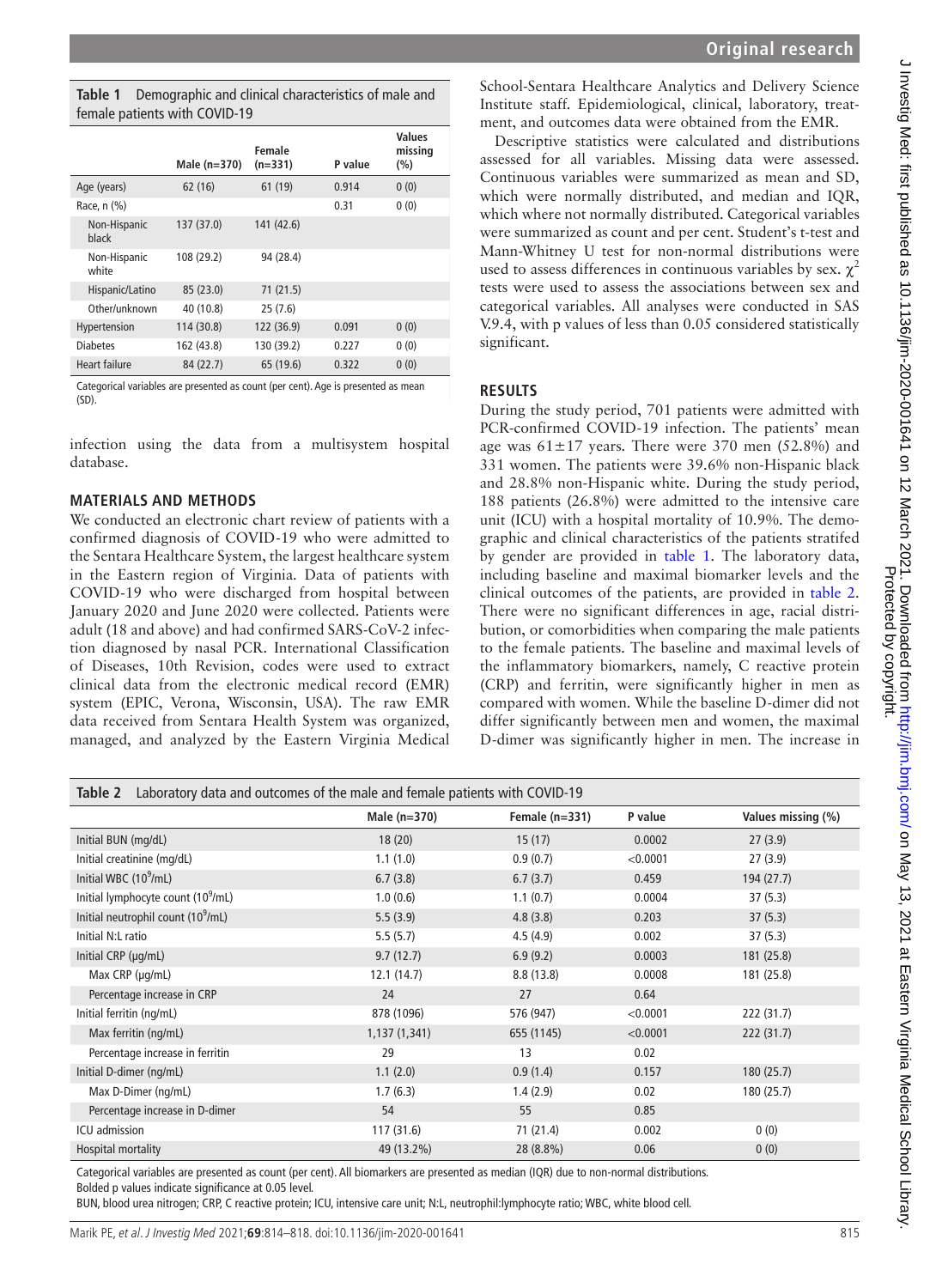**Table 1** Demographic and clinical characteristics of male and female patients with COVID-19

| | Male (n=370) | Female (n=331) | P value | Values missing (%) |
|---|---|---|---|---|
| Age (years) | 62 (16) | 61 (19) | 0.914 | 0 (0) |
| Race, n (%) | | | 0.31 | 0 (0) |
| Non-Hispanic black | 137 (37.0) | 141 (42.6) | | |
| Non-Hispanic white | 108 (29.2) | 94 (28.4) | | |
| Hispanic/Latino | 85 (23.0) | 71 (21.5) | | |
| Other/unknown | 40 (10.8) | 25 (7.6) | | |
| Hypertension | 114 (30.8) | 122 (36.9) | 0.091 | 0 (0) |
| Diabetes | 162 (43.8) | 130 (39.2) | 0.227 | 0 (0) |
| Heart failure | 84 (22.7) | 65 (19.6) | 0.322 | 0 (0) |

Categorical variables are presented as count (per cent). Age is presented as mean (SD).

infection using the data from a multisystem hospital database.

## MATERIALS AND METHODS

We conducted an electronic chart review of patients with a confirmed diagnosis of COVID-19 who were admitted to the Sentara Healthcare System, the largest healthcare system in the Eastern region of Virginia. Data of patients with COVID-19 who were discharged from hospital between January 2020 and June 2020 were collected. Patients were adult (18 and above) and had confirmed SARS-CoV-2 infection diagnosed by nasal PCR. International Classification of Diseases, 10th Revision, codes were used to extract clinical data from the electronic medical record (EMR) system (EPIC, Verona, Wisconsin, USA). The raw EMR data received from Sentara Health System was organized, managed, and analyzed by the Eastern Virginia Medical School-Sentara Healthcare Analytics and Delivery Science Institute staff. Epidemiological, clinical, laboratory, treatment, and outcomes data were obtained from the EMR.

Descriptive statistics were calculated and distributions assessed for all variables. Missing data were assessed. Continuous variables were summarized as mean and SD, which were normally distributed, and median and IQR, which where not normally distributed. Categorical variables were summarized as count and per cent. Student's t-test and Mann-Whitney U test for non-normal distributions were used to assess differences in continuous variables by sex. $\chi^2$ tests were used to assess the associations between sex and categorical variables. All analyses were conducted in SAS V.9.4, with p values of less than 0.05 considered statistically significant.

## RESULTS

During the study period, 701 patients were admitted with PCR-confirmed COVID-19 infection. The patients' mean age was 61±17 years. There were 370 men (52.8%) and 331 women. The patients were 39.6% non-Hispanic black and 28.8% non-Hispanic white. During the study period, 188 patients (26.8%) were admitted to the intensive care unit (ICU) with a hospital mortality of 10.9%. The demographic and clinical characteristics of the patients stratifed by gender are provided in table 1. The laboratory data, including baseline and maximal biomarker levels and the clinical outcomes of the patients, are provided in table 2. There were no significant differences in age, racial distribution, or comorbidities when comparing the male patients to the female patients. The baseline and maximal levels of the inflammatory biomarkers, namely, C reactive protein (CRP) and ferritin, were significantly higher in men as compared with women. While the baseline D-dimer did not differ significantly between men and women, the maximal D-dimer was significantly higher in men. The increase in

**Table 2** Laboratory data and outcomes of the male and female patients with COVID-19

| | Male (n=370) | Female (n=331) | P value | Values missing (%) |
|---|---|---|---|---|
| Initial BUN (mg/dL) | 18 (20) | 15 (17) | 0.0002 | 27 (3.9) |
| Initial creatinine (mg/dL) | 1.1 (1.0) | 0.9 (0.7) | <0.0001 | 27 (3.9) |
| Initial WBC ($10^9$/mL) | 6.7 (3.8) | 6.7 (3.7) | 0.459 | 194 (27.7) |
| Initial lymphocyte count ($10^9$/mL) | 1.0 (0.6) | 1.1 (0.7) | 0.0004 | 37 (5.3) |
| Initial neutrophil count ($10^9$/mL) | 5.5 (3.9) | 4.8 (3.8) | 0.203 | 37 (5.3) |
| Initial N:L ratio | 5.5 (5.7) | 4.5 (4.9) | 0.002 | 37 (5.3) |
| Initial CRP (µg/mL) | 9.7 (12.7) | 6.9 (9.2) | 0.0003 | 181 (25.8) |
| Max CRP (µg/mL) | 12.1 (14.7) | 8.8 (13.8) | 0.0008 | 181 (25.8) |
| Percentage increase in CRP | 24 | 27 | 0.64 | |
| Initial ferritin (ng/mL) | 878 (1096) | 576 (947) | <0.0001 | 222 (31.7) |
| Max ferritin (ng/mL) | 1,137 (1,341) | 655 (1145) | <0.0001 | 222 (31.7) |
| Percentage increase in ferritin | 29 | 13 | 0.02 | |
| Initial D-dimer (ng/mL) | 1.1 (2.0) | 0.9 (1.4) | 0.157 | 180 (25.7) |
| Max D-Dimer (ng/mL) | 1.7 (6.3) | 1.4 (2.9) | 0.02 | 180 (25.7) |
| Percentage increase in D-dimer | 54 | 55 | 0.85 | |
| ICU admission | 117 (31.6) | 71 (21.4) | 0.002 | 0 (0) |
| Hospital mortality | 49 (13.2%) | 28 (8.8%) | 0.06 | 0 (0) |

Categorical variables are presented as count (per cent). All biomarkers are presented as median (IQR) due to non-normal distributions.
Bolded p values indicate significance at 0.05 level.
BUN, blood urea nitrogen; CRP, C reactive protein; ICU, intensive care unit; N:L, neutrophil:lymphocyte ratio; WBC, white blood cell.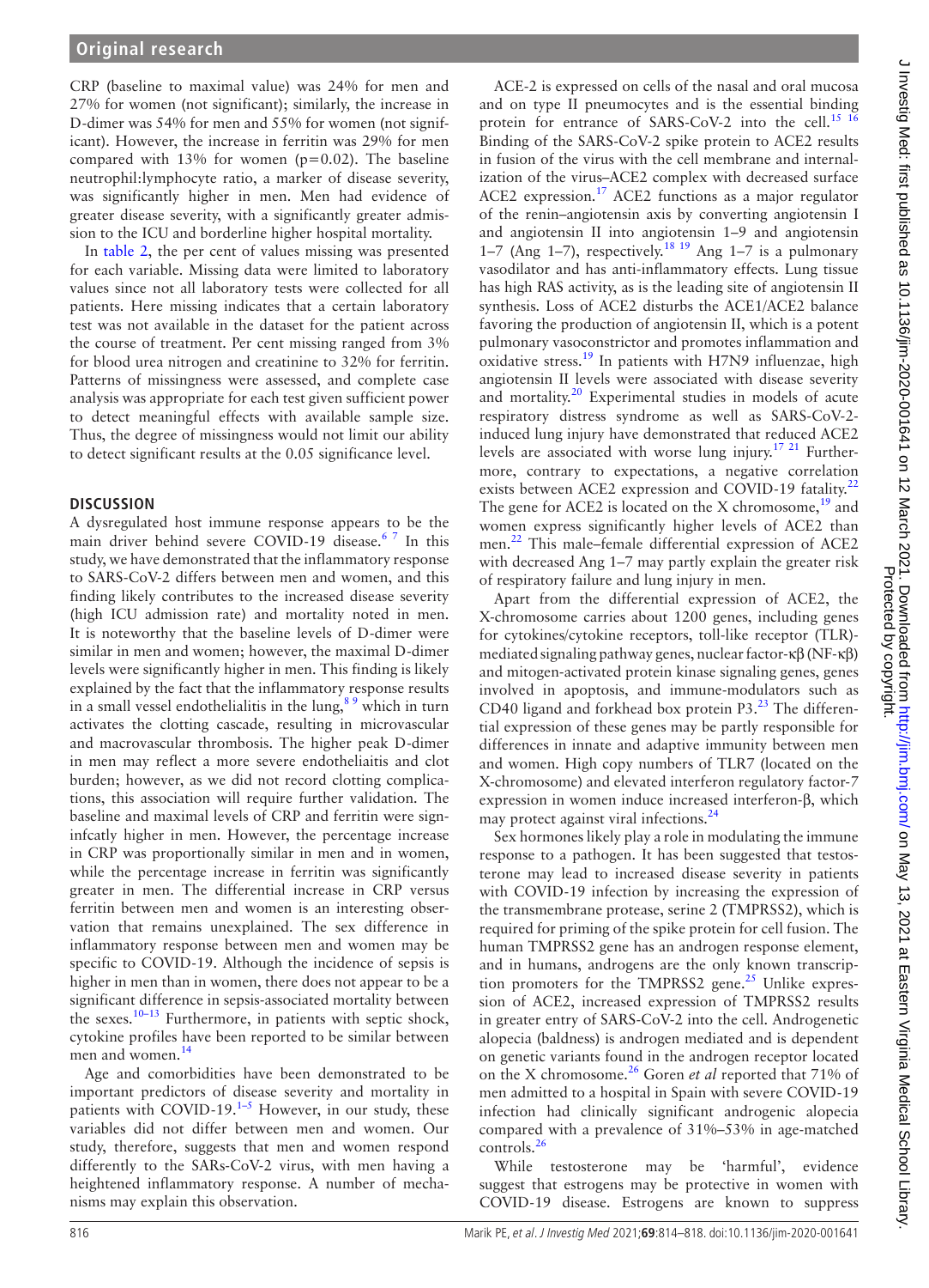CRP (baseline to maximal value) was 24% for men and 27% for women (not significant); similarly, the increase in D-dimer was 54% for men and 55% for women (not significant). However, the increase in ferritin was 29% for men compared with 13% for women (p=0.02). The baseline neutrophil:lymphocyte ratio, a marker of disease severity, was significantly higher in men. Men had evidence of greater disease severity, with a significantly greater admission to the ICU and borderline higher hospital mortality.

In table 2, the per cent of values missing was presented for each variable. Missing data were limited to laboratory values since not all laboratory tests were collected for all patients. Here missing indicates that a certain laboratory test was not available in the dataset for the patient across the course of treatment. Per cent missing ranged from 3% for blood urea nitrogen and creatinine to 32% for ferritin. Patterns of missingness were assessed, and complete case analysis was appropriate for each test given sufficient power to detect meaningful effects with available sample size. Thus, the degree of missingness would not limit our ability to detect significant results at the 0.05 significance level.

## DISCUSSION

A dysregulated host immune response appears to be the main driver behind severe COVID-19 disease.[6 7] In this study, we have demonstrated that the inflammatory response to SARS-CoV-2 differs between men and women, and this finding likely contributes to the increased disease severity (high ICU admission rate) and mortality noted in men. It is noteworthy that the baseline levels of D-dimer were similar in men and women; however, the maximal D-dimer levels were significantly higher in men. This finding is likely explained by the fact that the inflammatory response results in a small vessel endothelialitis in the lung,[8 9] which in turn activates the clotting cascade, resulting in microvascular and macrovascular thrombosis. The higher peak D-dimer in men may reflect a more severe endotheliaitis and clot burden; however, as we did not record clotting complications, this association will require further validation. The baseline and maximal levels of CRP and ferritin were signifcatly higher in men. However, the percentage increase in CRP was proportionally similar in men and in women, while the percentage increase in ferritin was significantly greater in men. The differential increase in CRP versus ferritin between men and women is an interesting observation that remains unexplained. The sex difference in inflammatory response between men and women may be specific to COVID-19. Although the incidence of sepsis is higher in men than in women, there does not appear to be a significant difference in sepsis-associated mortality between the sexes.[10–13] Furthermore, in patients with septic shock, cytokine profiles have been reported to be similar between men and women.[14]

Age and comorbidities have been demonstrated to be important predictors of disease severity and mortality in patients with COVID-19.[1–5] However, in our study, these variables did not differ between men and women. Our study, therefore, suggests that men and women respond differently to the SARs-CoV-2 virus, with men having a heightened inflammatory response. A number of mechanisms may explain this observation.

ACE-2 is expressed on cells of the nasal and oral mucosa and on type II pneumocytes and is the essential binding protein for entrance of SARS-CoV-2 into the cell.[15 16] Binding of the SARS-CoV-2 spike protein to ACE2 results in fusion of the virus with the cell membrane and internalization of the virus–ACE2 complex with decreased surface ACE2 expression.[17] ACE2 functions as a major regulator of the renin–angiotensin axis by converting angiotensin I and angiotensin II into angiotensin 1–9 and angiotensin 1–7 (Ang 1–7), respectively.[18 19] Ang 1–7 is a pulmonary vasodilator and has anti-inflammatory effects. Lung tissue has high RAS activity, as is the leading site of angiotensin II synthesis. Loss of ACE2 disturbs the ACE1/ACE2 balance favoring the production of angiotensin II, which is a potent pulmonary vasoconstrictor and promotes inflammation and oxidative stress.[19] In patients with H7N9 influenzae, high angiotensin II levels were associated with disease severity and mortality.[20] Experimental studies in models of acute respiratory distress syndrome as well as SARS-CoV-2-induced lung injury have demonstrated that reduced ACE2 levels are associated with worse lung injury.[17 21] Furthermore, contrary to expectations, a negative correlation exists between ACE2 expression and COVID-19 fatality.[22] The gene for ACE2 is located on the X chromosome,[19] and women express significantly higher levels of ACE2 than men.[22] This male–female differential expression of ACE2 with decreased Ang 1–7 may partly explain the greater risk of respiratory failure and lung injury in men.

Apart from the differential expression of ACE2, the X-chromosome carries about 1200 genes, including genes for cytokines/cytokine receptors, toll-like receptor (TLR)-mediated signaling pathway genes, nuclear factor-κβ (NF-κβ) and mitogen-activated protein kinase signaling genes, genes involved in apoptosis, and immune-modulators such as CD40 ligand and forkhead box protein P3.[23] The differential expression of these genes may be partly responsible for differences in innate and adaptive immunity between men and women. High copy numbers of TLR7 (located on the X-chromosome) and elevated interferon regulatory factor-7 expression in women induce increased interferon-β, which may protect against viral infections.[24]

Sex hormones likely play a role in modulating the immune response to a pathogen. It has been suggested that testosterone may lead to increased disease severity in patients with COVID-19 infection by increasing the expression of the transmembrane protease, serine 2 (TMPRSS2), which is required for priming of the spike protein for cell fusion. The human TMPRSS2 gene has an androgen response element, and in humans, androgens are the only known transcription promoters for the TMPRSS2 gene.[25] Unlike expression of ACE2, increased expression of TMPRSS2 results in greater entry of SARS-CoV-2 into the cell. Androgenetic alopecia (baldness) is androgen mediated and is dependent on genetic variants found in the androgen receptor located on the X chromosome.[26] Goren *et al* reported that 71% of men admitted to a hospital in Spain with severe COVID-19 infection had clinically significant androgenic alopecia compared with a prevalence of 31%–53% in age-matched controls.[26]

While testosterone may be 'harmful', evidence suggest that estrogens may be protective in women with COVID-19 disease. Estrogens are known to suppress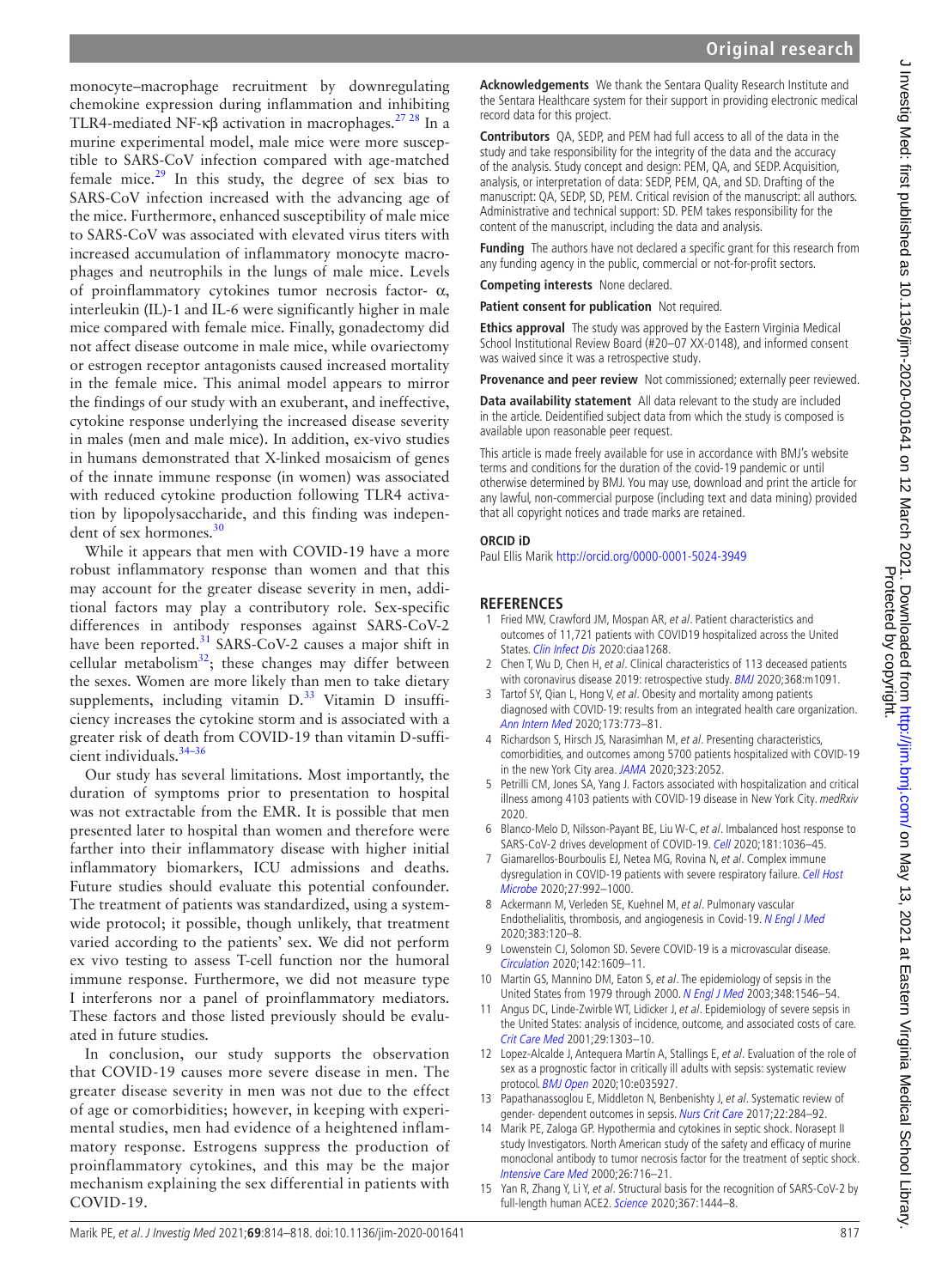monocyte–macrophage recruitment by downregulating chemokine expression during inflammation and inhibiting TLR4-mediated NF-κβ activation in macrophages.[27 28] In a murine experimental model, male mice were more susceptible to SARS-CoV infection compared with age-matched female mice.[29] In this study, the degree of sex bias to SARS-CoV infection increased with the advancing age of the mice. Furthermore, enhanced susceptibility of male mice to SARS-CoV was associated with elevated virus titers with increased accumulation of inflammatory monocyte macrophages and neutrophils in the lungs of male mice. Levels of proinflammatory cytokines tumor necrosis factor- α, interleukin (IL)-1 and IL-6 were significantly higher in male mice compared with female mice. Finally, gonadectomy did not affect disease outcome in male mice, while ovariectomy or estrogen receptor antagonists caused increased mortality in the female mice. This animal model appears to mirror the findings of our study with an exuberant, and ineffective, cytokine response underlying the increased disease severity in males (men and male mice). In addition, ex-vivo studies in humans demonstrated that X-linked mosaicism of genes of the innate immune response (in women) was associated with reduced cytokine production following TLR4 activation by lipopolysaccharide, and this finding was independent of sex hormones.[30]

While it appears that men with COVID-19 have a more robust inflammatory response than women and that this may account for the greater disease severity in men, additional factors may play a contributory role. Sex-specific differences in antibody responses against SARS-CoV-2 have been reported.[31] SARS-CoV-2 causes a major shift in cellular metabolism[32]; these changes may differ between the sexes. Women are more likely than men to take dietary supplements, including vitamin D.[33] Vitamin D insufficiency increases the cytokine storm and is associated with a greater risk of death from COVID-19 than vitamin D-sufficient individuals.[34–36]

Our study has several limitations. Most importantly, the duration of symptoms prior to presentation to hospital was not extractable from the EMR. It is possible that men presented later to hospital than women and therefore were farther into their inflammatory disease with higher initial inflammatory biomarkers, ICU admissions and deaths. Future studies should evaluate this potential confounder. The treatment of patients was standardized, using a systemwide protocol; it possible, though unlikely, that treatment varied according to the patients' sex. We did not perform ex vivo testing to assess T-cell function nor the humoral immune response. Furthermore, we did not measure type I interferons nor a panel of proinflammatory mediators. These factors and those listed previously should be evaluated in future studies.

In conclusion, our study supports the observation that COVID-19 causes more severe disease in men. The greater disease severity in men was not due to the effect of age or comorbidities; however, in keeping with experimental studies, men had evidence of a heightened inflammatory response. Estrogens suppress the production of proinflammatory cytokines, and this may be the major mechanism explaining the sex differential in patients with COVID-19.

**Acknowledgements** We thank the Sentara Quality Research Institute and the Sentara Healthcare system for their support in providing electronic medical record data for this project.

**Contributors** QA, SEDP, and PEM had full access to all of the data in the study and take responsibility for the integrity of the data and the accuracy of the analysis. Study concept and design: PEM, QA, and SEDP. Acquisition, analysis, or interpretation of data: SEDP, PEM, QA, and SD. Drafting of the manuscript: QA, SEDP, SD, PEM. Critical revision of the manuscript: all authors. Administrative and technical support: SD. PEM takes responsibility for the content of the manuscript, including the data and analysis.

**Funding** The authors have not declared a specific grant for this research from any funding agency in the public, commercial or not-for-profit sectors.

**Competing interests** None declared.

**Patient consent for publication** Not required.

**Ethics approval** The study was approved by the Eastern Virginia Medical School Institutional Review Board (#20–07 XX-0148), and informed consent was waived since it was a retrospective study.

**Provenance and peer review** Not commissioned; externally peer reviewed.

**Data availability statement** All data relevant to the study are included in the article. Deidentified subject data from which the study is composed is available upon reasonable peer request.

This article is made freely available for use in accordance with BMJ's website terms and conditions for the duration of the covid-19 pandemic or until otherwise determined by BMJ. You may use, download and print the article for any lawful, non-commercial purpose (including text and data mining) provided that all copyright notices and trade marks are retained.

## ORCID iD

Paul Ellis Marik http://orcid.org/0000-0001-5024-3949

## REFERENCES

1. Fried MW, Crawford JM, Mospan AR, *et al*. Patient characteristics and outcomes of 11,721 patients with COVID19 hospitalized across the United States. *Clin Infect Dis* 2020:ciaa1268.
2. Chen T, Wu D, Chen H, *et al*. Clinical characteristics of 113 deceased patients with coronavirus disease 2019: retrospective study. *BMJ* 2020;368:m1091.
3. Tartof SY, Qian L, Hong V, *et al*. Obesity and mortality among patients diagnosed with COVID-19: results from an integrated health care organization. *Ann Intern Med* 2020;173:773–81.
4. Richardson S, Hirsch JS, Narasimhan M, *et al*. Presenting characteristics, comorbidities, and outcomes among 5700 patients hospitalized with COVID-19 in the new York City area. *JAMA* 2020;323:2052.
5. Petrilli CM, Jones SA, Yang J. Factors associated with hospitalization and critical illness among 4103 patients with COVID-19 disease in New York City. *medRxiv* 2020.
6. Blanco-Melo D, Nilsson-Payant BE, Liu W-C, *et al*. Imbalanced host response to SARS-CoV-2 drives development of COVID-19. *Cell* 2020;181:1036–45.
7. Giamarellos-Bourboulis EJ, Netea MG, Rovina N, *et al*. Complex immune dysregulation in COVID-19 patients with severe respiratory failure. *Cell Host Microbe* 2020;27:992–1000.
8. Ackermann M, Verleden SE, Kuehnel M, *et al*. Pulmonary vascular Endothelialitis, thrombosis, and angiogenesis in Covid-19. *N Engl J Med* 2020;383:120–8.
9. Lowenstein CJ, Solomon SD. Severe COVID-19 is a microvascular disease. *Circulation* 2020;142:1609–11.
10. Martin GS, Mannino DM, Eaton S, *et al*. The epidemiology of sepsis in the United States from 1979 through 2000. *N Engl J Med* 2003;348:1546–54.
11. Angus DC, Linde-Zwirble WT, Lidicker J, *et al*. Epidemiology of severe sepsis in the United States: analysis of incidence, outcome, and associated costs of care. *Crit Care Med* 2001;29:1303–10.
12. Lopez-Alcalde J, Antequera Martín A, Stallings E, *et al*. Evaluation of the role of sex as a prognostic factor in critically ill adults with sepsis: systematic review protocol. *BMJ Open* 2020;10:e035927.
13. Papathanassoglou E, Middleton N, Benbenishty J, *et al*. Systematic review of gender- dependent outcomes in sepsis. *Nurs Crit Care* 2017;22:284–92.
14. Marik PE, Zaloga GP. Hypothermia and cytokines in septic shock. Norasept II study Investigators. North American study of the safety and efficacy of murine monoclonal antibody to tumor necrosis factor for the treatment of septic shock. *Intensive Care Med* 2000;26:716–21.
15. Yan R, Zhang Y, Li Y, *et al*. Structural basis for the recognition of SARS-CoV-2 by full-length human ACE2. *Science* 2020;367:1444–8.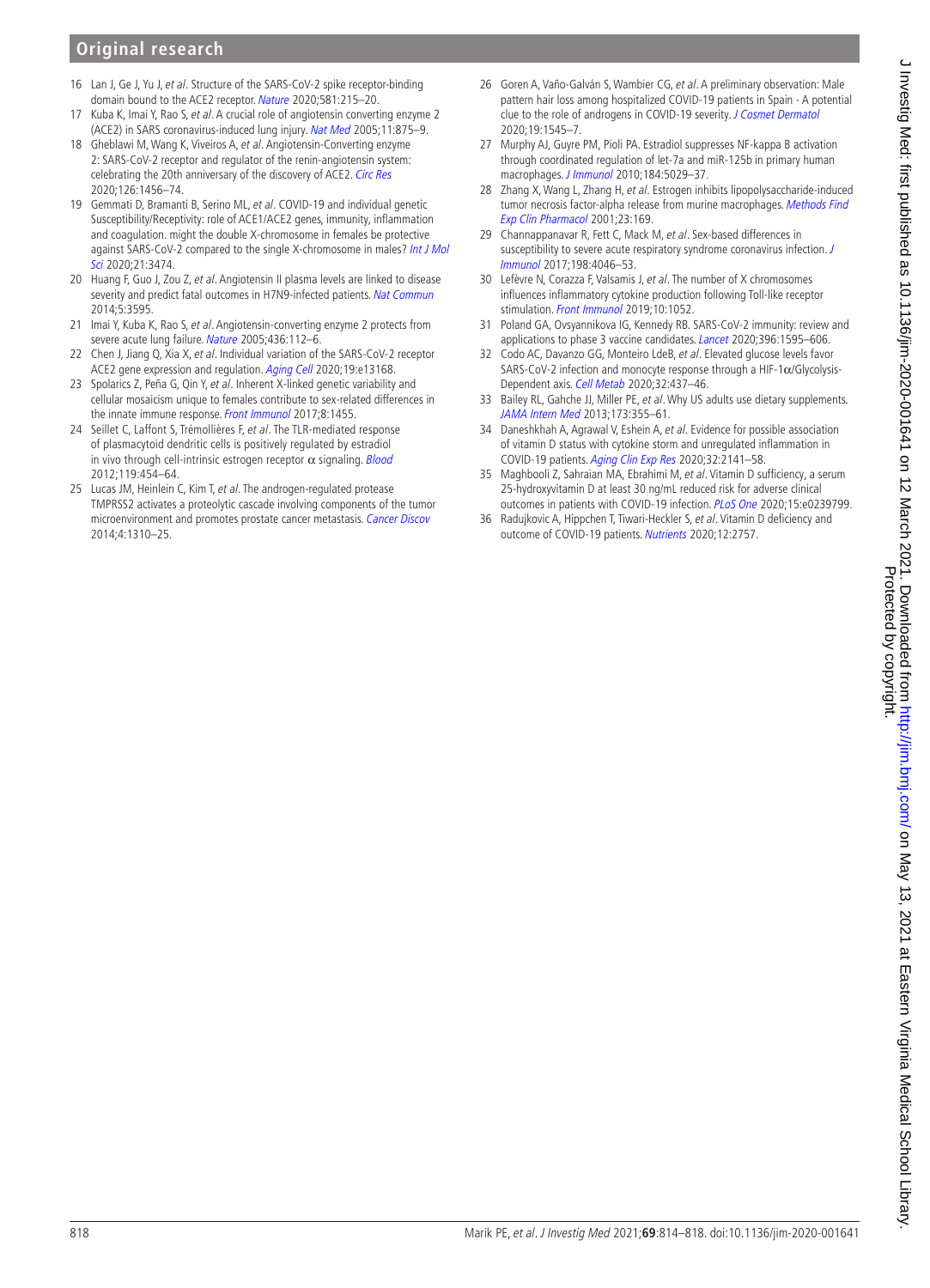16 Lan J, Ge J, Yu J, *et al*. Structure of the SARS-CoV-2 spike receptor-binding domain bound to the ACE2 receptor. *Nature* 2020;581:215–20.

17 Kuba K, Imai Y, Rao S, *et al*. A crucial role of angiotensin converting enzyme 2 (ACE2) in SARS coronavirus-induced lung injury. *Nat Med* 2005;11:875–9.

18 Gheblawi M, Wang K, Viveiros A, *et al*. Angiotensin-Converting enzyme 2: SARS-CoV-2 receptor and regulator of the renin-angiotensin system: celebrating the 20th anniversary of the discovery of ACE2. *Circ Res* 2020;126:1456–74.

19 Gemmati D, Bramanti B, Serino ML, *et al*. COVID-19 and individual genetic Susceptibility/Receptivity: role of ACE1/ACE2 genes, immunity, inflammation and coagulation. might the double X-chromosome in females be protective against SARS-CoV-2 compared to the single X-chromosome in males? *Int J Mol Sci* 2020;21:3474.

20 Huang F, Guo J, Zou Z, *et al*. Angiotensin II plasma levels are linked to disease severity and predict fatal outcomes in H7N9-infected patients. *Nat Commun* 2014;5:3595.

21 Imai Y, Kuba K, Rao S, *et al*. Angiotensin-converting enzyme 2 protects from severe acute lung failure. *Nature* 2005;436:112–6.

22 Chen J, Jiang Q, Xia X, *et al*. Individual variation of the SARS-CoV-2 receptor ACE2 gene expression and regulation. *Aging Cell* 2020;19:e13168.

23 Spolarics Z, Peña G, Qin Y, *et al*. Inherent X-linked genetic variability and cellular mosaicism unique to females contribute to sex-related differences in the innate immune response. *Front Immunol* 2017;8:1455.

24 Seillet C, Laffont S, Trémollières F, *et al*. The TLR-mediated response of plasmacytoid dendritic cells is positively regulated by estradiol in vivo through cell-intrinsic estrogen receptor $\alpha$ signaling. *Blood* 2012;119:454–64.

25 Lucas JM, Heinlein C, Kim T, *et al*. The androgen-regulated protease TMPRSS2 activates a proteolytic cascade involving components of the tumor microenvironment and promotes prostate cancer metastasis. *Cancer Discov* 2014;4:1310–25.

26 Goren A, Vaño-Galván S, Wambier CG, *et al*. A preliminary observation: Male pattern hair loss among hospitalized COVID-19 patients in Spain - A potential clue to the role of androgens in COVID-19 severity. *J Cosmet Dermatol* 2020;19:1545–7.

27 Murphy AJ, Guyre PM, Pioli PA. Estradiol suppresses NF-kappa B activation through coordinated regulation of let-7a and miR-125b in primary human macrophages. *J Immunol* 2010;184:5029–37.

28 Zhang X, Wang L, Zhang H, *et al*. Estrogen inhibits lipopolysaccharide-induced tumor necrosis factor-alpha release from murine macrophages. *Methods Find Exp Clin Pharmacol* 2001;23:169.

29 Channappanavar R, Fett C, Mack M, *et al*. Sex-based differences in susceptibility to severe acute respiratory syndrome coronavirus infection. *J Immunol* 2017;198:4046–53.

30 Lefèvre N, Corazza F, Valsamis J, *et al*. The number of X chromosomes influences inflammatory cytokine production following Toll-like receptor stimulation. *Front Immunol* 2019;10:1052.

31 Poland GA, Ovsyannikova IG, Kennedy RB. SARS-CoV-2 immunity: review and applications to phase 3 vaccine candidates. *Lancet* 2020;396:1595–606.

32 Codo AC, Davanzo GG, Monteiro LdeB, *et al*. Elevated glucose levels favor SARS-CoV-2 infection and monocyte response through a HIF-1$\alpha$/Glycolysis-Dependent axis. *Cell Metab* 2020;32:437–46.

33 Bailey RL, Gahche JJ, Miller PE, *et al*. Why US adults use dietary supplements. *JAMA Intern Med* 2013;173:355–61.

34 Daneshkhah A, Agrawal V, Eshein A, *et al*. Evidence for possible association of vitamin D status with cytokine storm and unregulated inflammation in COVID-19 patients. *Aging Clin Exp Res* 2020;32:2141–58.

35 Maghbooli Z, Sahraian MA, Ebrahimi M, *et al*. Vitamin D sufficiency, a serum 25-hydroxyvitamin D at least 30 ng/mL reduced risk for adverse clinical outcomes in patients with COVID-19 infection. *PLoS One* 2020;15:e0239799.

36 Radujkovic A, Hippchen T, Tiwari-Heckler S, *et al*. Vitamin D deficiency and outcome of COVID-19 patients. *Nutrients* 2020;12:2757.